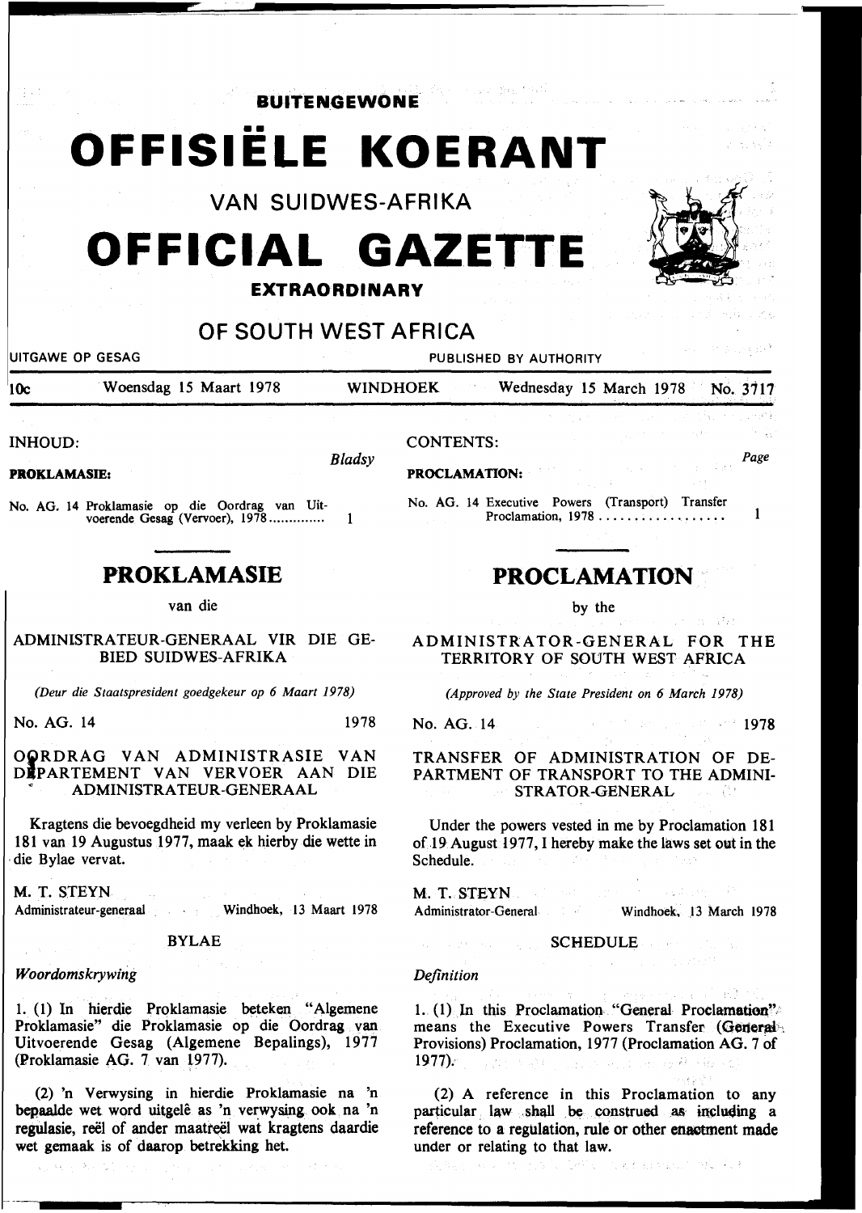**BUITENGEWONE**

# OFFISIËLE KOERANT

VAN SUIDWES-AFRIKA

# OFFICIAL GAZETTE

**EXTRAORDINARY**

OF SOUTH WEST AFRICA

UITGAWE OP GESAG — PUBLISHED BY AUTHORITY

10c — Woensdag 15 Maart 1978 — WINDHOEK — Wednesday 15 March 1978 — No. 3717

INHOUD:

*Bladsy*

**PROKLAMASIE:**

No. AG. 14 Proklamasie op die Oordrag van Uitvoerende Gesag (Vervoer), 1978 .............. 1

## PROKLAMASIE

van die

ADMINISTRATEUR-GENERAAL VIR DIE GEBIED SUIDWES-AFRIKA

*(Deur die Staatspresident goedgekeur op 6 Maart 1978)*

No. AG. 14 — 1978

OORDRAG VAN ADMINISTRASIE VAN DEPARTEMENT VAN VERVOER AAN DIE ADMINISTRATEUR-GENERAAL

Kragtens die bevoegdheid my verleen by Proklamasie 181 van 19 Augustus 1977, maak ek hierby die wette in die Bylae vervat.

M. T. STEYN
Administrateur-generaal — Windhoek, 13 Maart 1978

BYLAE

*Woordomskrywing*

1. (1) In hierdie Proklamasie beteken "Algemene Proklamasie" die Proklamasie op die Oordrag van Uitvoerende Gesag (Algemene Bepalings), 1977 (Proklamasie AG. 7 van 1977).

(2) 'n Verwysing in hierdie Proklamasie na 'n bepaalde wet word uitgelê as 'n verwysing ook na 'n regulasie, reël of ander maatreël wat kragtens daardie wet gemaak is of daarop betrekking het.

CONTENTS:

*Page*

**PROCLAMATION:**

No. AG. 14 Executive Powers (Transport) Transfer Proclamation, 1978 .................. 1

## PROCLAMATION

by the

ADMINISTRATOR-GENERAL FOR THE TERRITORY OF SOUTH WEST AFRICA

*(Approved by the State President on 6 March 1978)*

No. AG. 14 — 1978

TRANSFER OF ADMINISTRATION OF DEPARTMENT OF TRANSPORT TO THE ADMINISTRATOR-GENERAL

Under the powers vested in me by Proclamation 181 of 19 August 1977, I hereby make the laws set out in the Schedule.

M. T. STEYN
Administrator-General — Windhoek, 13 March 1978

SCHEDULE

*Definition*

1. (1) In this Proclamation "General Proclamation" means the Executive Powers Transfer (General Provisions) Proclamation, 1977 (Proclamation AG. 7 of 1977).

(2) A reference in this Proclamation to any particular law shall be construed as including a reference to a regulation, rule or other enactment made under or relating to that law.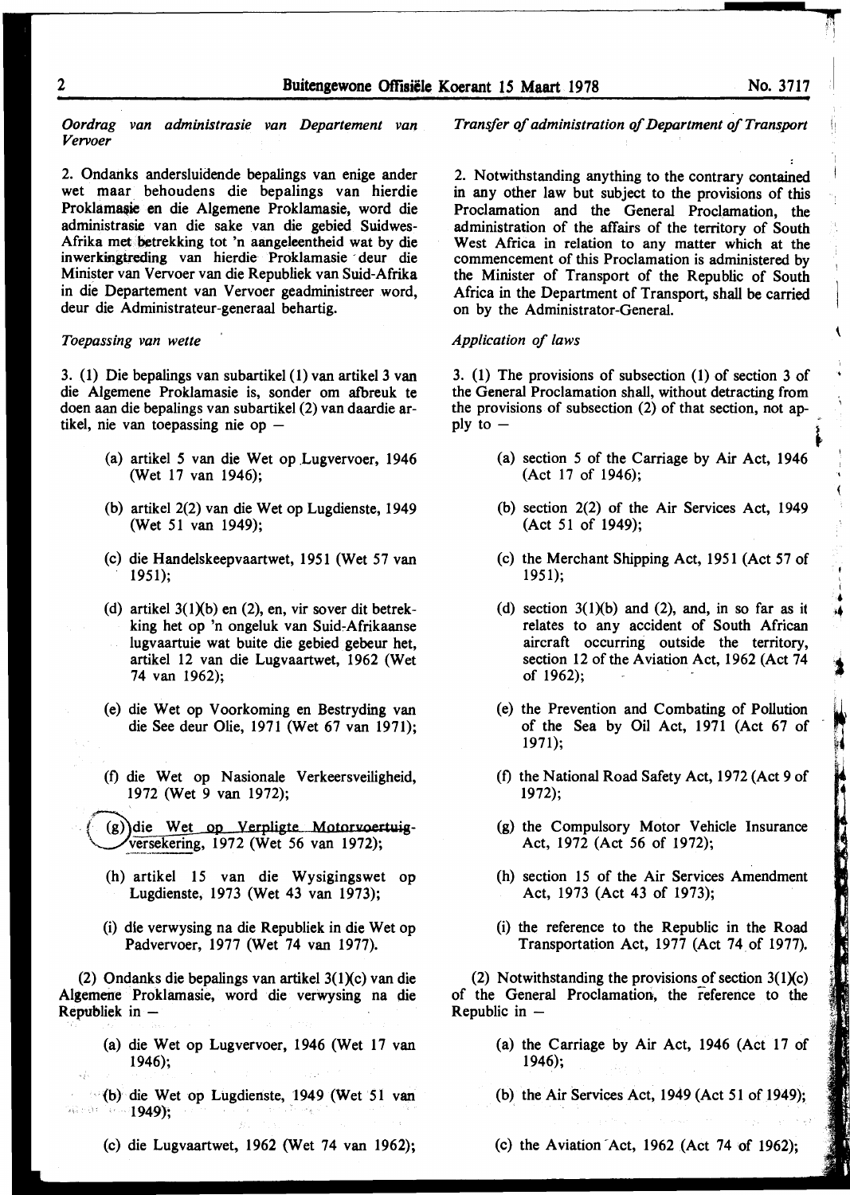*Oordrag van administrasie van Departement van Vervoer*

2. Ondanks andersluidende bepalings van enige ander wet maar behoudens die bepalings van hierdie Proklamasie en die Algemene Proklamasie, word die administrasie van die sake van die gebied Suidwes-Afrika met betrekking tot 'n aangeleentheid wat by die inwerkingtreding van hierdie Proklamasie deur die Minister van Vervoer van die Republiek van Suid-Afrika in die Departement van Vervoer geadministreer word, deur die Administrateur-generaal behartig.

*Toepassing van wette*

3. (1) Die bepalings van subartikel (1) van artikel 3 van die Algemene Proklamasie is, sonder om afbreuk te doen aan die bepalings van subartikel (2) van daardie artikel, nie van toepassing nie op —

- (a) artikel 5 van die Wet op Lugvervoer, 1946 (Wet 17 van 1946);
- (b) artikel 2(2) van die Wet op Lugdienste, 1949 (Wet 51 van 1949);
- (c) die Handelskeepvaartwet, 1951 (Wet 57 van 1951);
- (d) artikel 3(1)(b) en (2), en, vir sover dit betrekking het op 'n ongeluk van Suid-Afrikaanse lugvaartuie wat buite die gebied gebeur het, artikel 12 van die Lugvaartwet, 1962 (Wet 74 van 1962);
- (e) die Wet op Voorkoming en Bestryding van die See deur Olie, 1971 (Wet 67 van 1971);
- (f) die Wet op Nasionale Verkeersveiligheid, 1972 (Wet 9 van 1972);
- (g) die Wet op Verpligte Motorvoertuigversekering, 1972 (Wet 56 van 1972);
- (h) artikel 15 van die Wysigingswet op Lugdienste, 1973 (Wet 43 van 1973);
- (i) die verwysing na die Republiek in die Wet op Padvervoer, 1977 (Wet 74 van 1977).

(2) Ondanks die bepalings van artikel 3(1)(c) van die Algemene Proklamasie, word die verwysing na die Republiek in —

- (a) die Wet op Lugvervoer, 1946 (Wet 17 van 1946);
- (b) die Wet op Lugdienste, 1949 (Wet 51 van 1949);
- (c) die Lugvaartwet, 1962 (Wet 74 van 1962);

*Transfer of administration of Department of Transport*

2. Notwithstanding anything to the contrary contained in any other law but subject to the provisions of this Proclamation and the General Proclamation, the administration of the affairs of the territory of South West Africa in relation to any matter which at the commencement of this Proclamation is administered by the Minister of Transport of the Republic of South Africa in the Department of Transport, shall be carried on by the Administrator-General.

*Application of laws*

3. (1) The provisions of subsection (1) of section 3 of the General Proclamation shall, without detracting from the provisions of subsection (2) of that section, not apply to —

- (a) section 5 of the Carriage by Air Act, 1946 (Act 17 of 1946);
- (b) section 2(2) of the Air Services Act, 1949 (Act 51 of 1949);
- (c) the Merchant Shipping Act, 1951 (Act 57 of 1951);
- (d) section 3(1)(b) and (2), and, in so far as it relates to any accident of South African aircraft occurring outside the territory, section 12 of the Aviation Act, 1962 (Act 74 of 1962);
- (e) the Prevention and Combating of Pollution of the Sea by Oil Act, 1971 (Act 67 of 1971);
- (f) the National Road Safety Act, 1972 (Act 9 of 1972);
- (g) the Compulsory Motor Vehicle Insurance Act, 1972 (Act 56 of 1972);
- (h) section 15 of the Air Services Amendment Act, 1973 (Act 43 of 1973);
- (i) the reference to the Republic in the Road Transportation Act, 1977 (Act 74 of 1977).

(2) Notwithstanding the provisions of section 3(1)(c) of the General Proclamation, the reference to the Republic in —

- (a) the Carriage by Air Act, 1946 (Act 17 of 1946);
- (b) the Air Services Act, 1949 (Act 51 of 1949);
- (c) the Aviation Act, 1962 (Act 74 of 1962);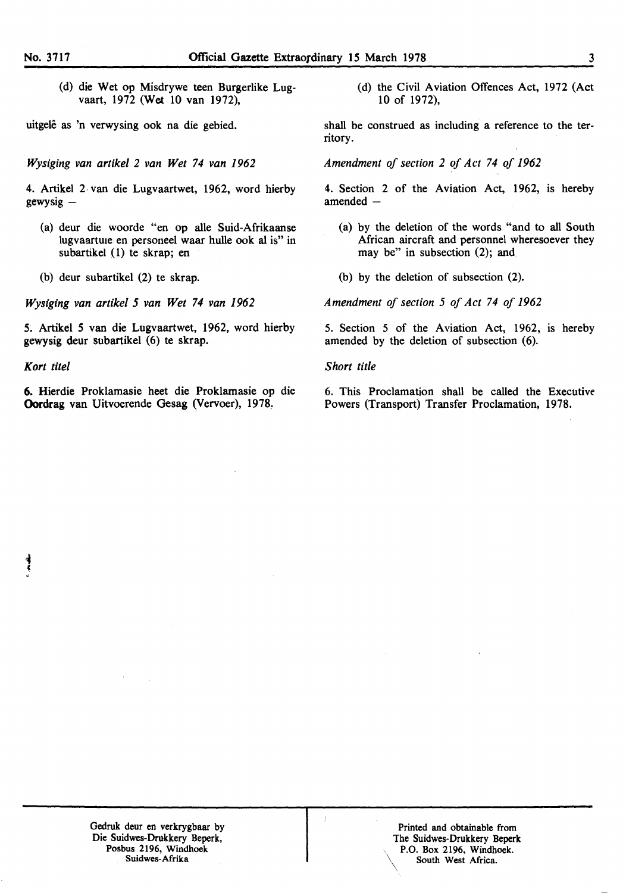(d) die Wet op Misdrywe teen Burgerlike Lugvaart, 1972 (Wet 10 van 1972),

uitgelê as 'n verwysing ook na die gebied.

*Wysiging van artikel 2 van Wet 74 van 1962*

4. Artikel 2 van die Lugvaartwet, 1962, word hierby gewysig –

(a) deur die woorde "en op alle Suid-Afrikaanse lugvaartuie en personeel waar hulle ook al is" in subartikel (1) te skrap; en

(b) deur subartikel (2) te skrap.

*Wysiging van artikel 5 van Wet 74 van 1962*

5. Artikel 5 van die Lugvaartwet, 1962, word hierby gewysig deur subartikel (6) te skrap.

*Kort titel*

6. Hierdie Proklamasie heet die Proklamasie op die Oordrag van Uitvoerende Gesag (Vervoer), 1978.

(d) the Civil Aviation Offences Act, 1972 (Act 10 of 1972),

shall be construed as including a reference to the territory.

*Amendment of section 2 of Act 74 of 1962*

4. Section 2 of the Aviation Act, 1962, is hereby amended –

(a) by the deletion of the words "and to all South African aircraft and personnel wheresoever they may be" in subsection (2); and

(b) by the deletion of subsection (2).

*Amendment of section 5 of Act 74 of 1962*

5. Section 5 of the Aviation Act, 1962, is hereby amended by the deletion of subsection (6).

*Short title*

6. This Proclamation shall be called the Executive Powers (Transport) Transfer Proclamation, 1978.

Gedruk deur en verkrygbaar by
Die Suidwes-Drukkery Beperk,
Posbus 2196, Windhoek
Suidwes-Afrika

Printed and obtainable from
The Suidwes-Drukkery Beperk
P.O. Box 2196, Windhoek.
South West Africa.